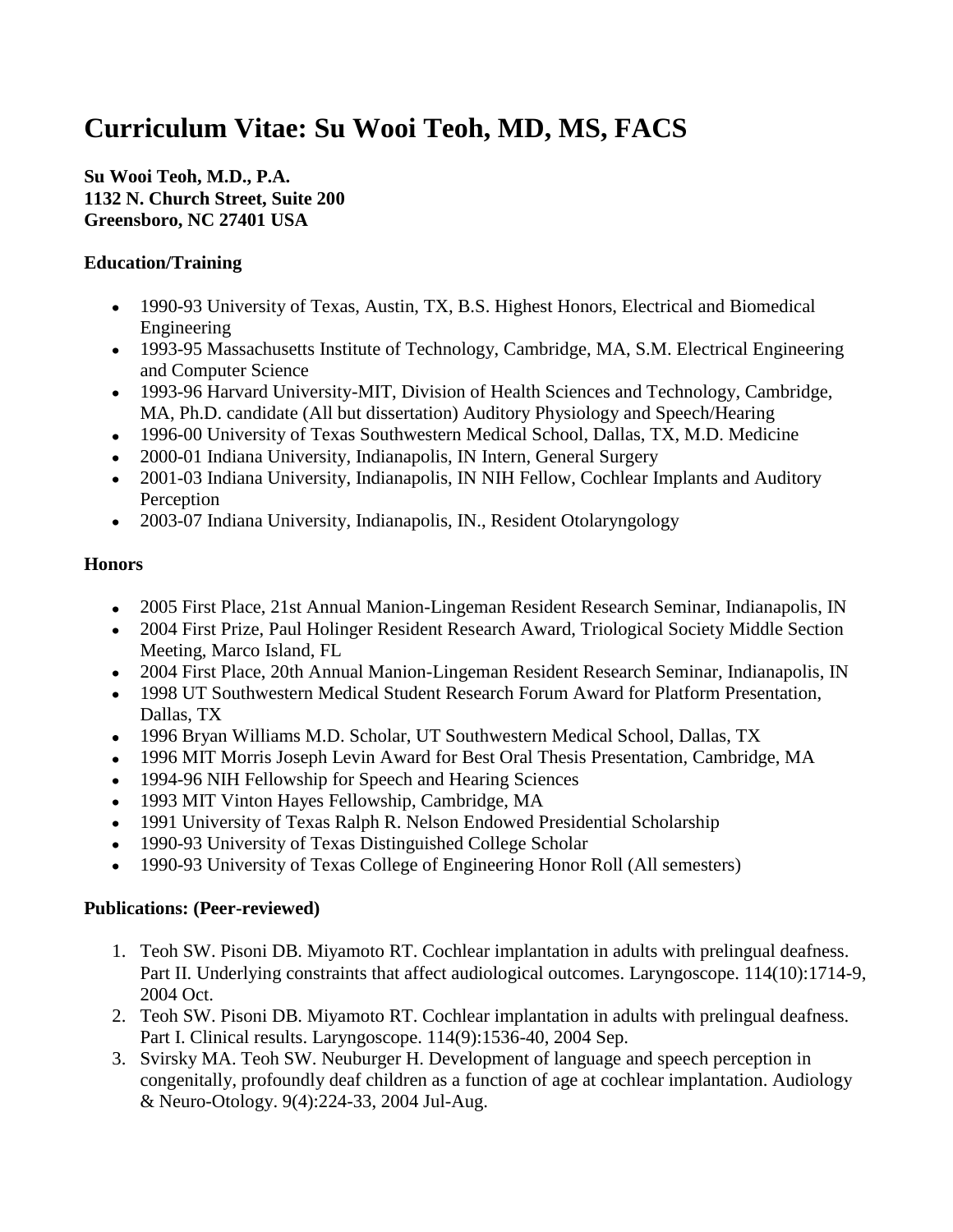# Curriculum Vitae: Su Wooi Teoh, MD, MS, FACS

**Su Wooi Teoh, M.D., P.A.**
**1132 N. Church Street, Suite 200**
**Greensboro, NC 27401 USA**

### Education/Training

- 1990-93 University of Texas, Austin, TX, B.S. Highest Honors, Electrical and Biomedical Engineering
- 1993-95 Massachusetts Institute of Technology, Cambridge, MA, S.M. Electrical Engineering and Computer Science
- 1993-96 Harvard University-MIT, Division of Health Sciences and Technology, Cambridge, MA, Ph.D. candidate (All but dissertation) Auditory Physiology and Speech/Hearing
- 1996-00 University of Texas Southwestern Medical School, Dallas, TX, M.D. Medicine
- 2000-01 Indiana University, Indianapolis, IN Intern, General Surgery
- 2001-03 Indiana University, Indianapolis, IN NIH Fellow, Cochlear Implants and Auditory Perception
- 2003-07 Indiana University, Indianapolis, IN., Resident Otolaryngology

### Honors

- 2005 First Place, 21st Annual Manion-Lingeman Resident Research Seminar, Indianapolis, IN
- 2004 First Prize, Paul Holinger Resident Research Award, Triological Society Middle Section Meeting, Marco Island, FL
- 2004 First Place, 20th Annual Manion-Lingeman Resident Research Seminar, Indianapolis, IN
- 1998 UT Southwestern Medical Student Research Forum Award for Platform Presentation, Dallas, TX
- 1996 Bryan Williams M.D. Scholar, UT Southwestern Medical School, Dallas, TX
- 1996 MIT Morris Joseph Levin Award for Best Oral Thesis Presentation, Cambridge, MA
- 1994-96 NIH Fellowship for Speech and Hearing Sciences
- 1993 MIT Vinton Hayes Fellowship, Cambridge, MA
- 1991 University of Texas Ralph R. Nelson Endowed Presidential Scholarship
- 1990-93 University of Texas Distinguished College Scholar
- 1990-93 University of Texas College of Engineering Honor Roll (All semesters)

### Publications: (Peer-reviewed)

1. Teoh SW. Pisoni DB. Miyamoto RT. Cochlear implantation in adults with prelingual deafness. Part II. Underlying constraints that affect audiological outcomes. Laryngoscope. 114(10):1714-9, 2004 Oct.
2. Teoh SW. Pisoni DB. Miyamoto RT. Cochlear implantation in adults with prelingual deafness. Part I. Clinical results. Laryngoscope. 114(9):1536-40, 2004 Sep.
3. Svirsky MA. Teoh SW. Neuburger H. Development of language and speech perception in congenitally, profoundly deaf children as a function of age at cochlear implantation. Audiology & Neuro-Otology. 9(4):224-33, 2004 Jul-Aug.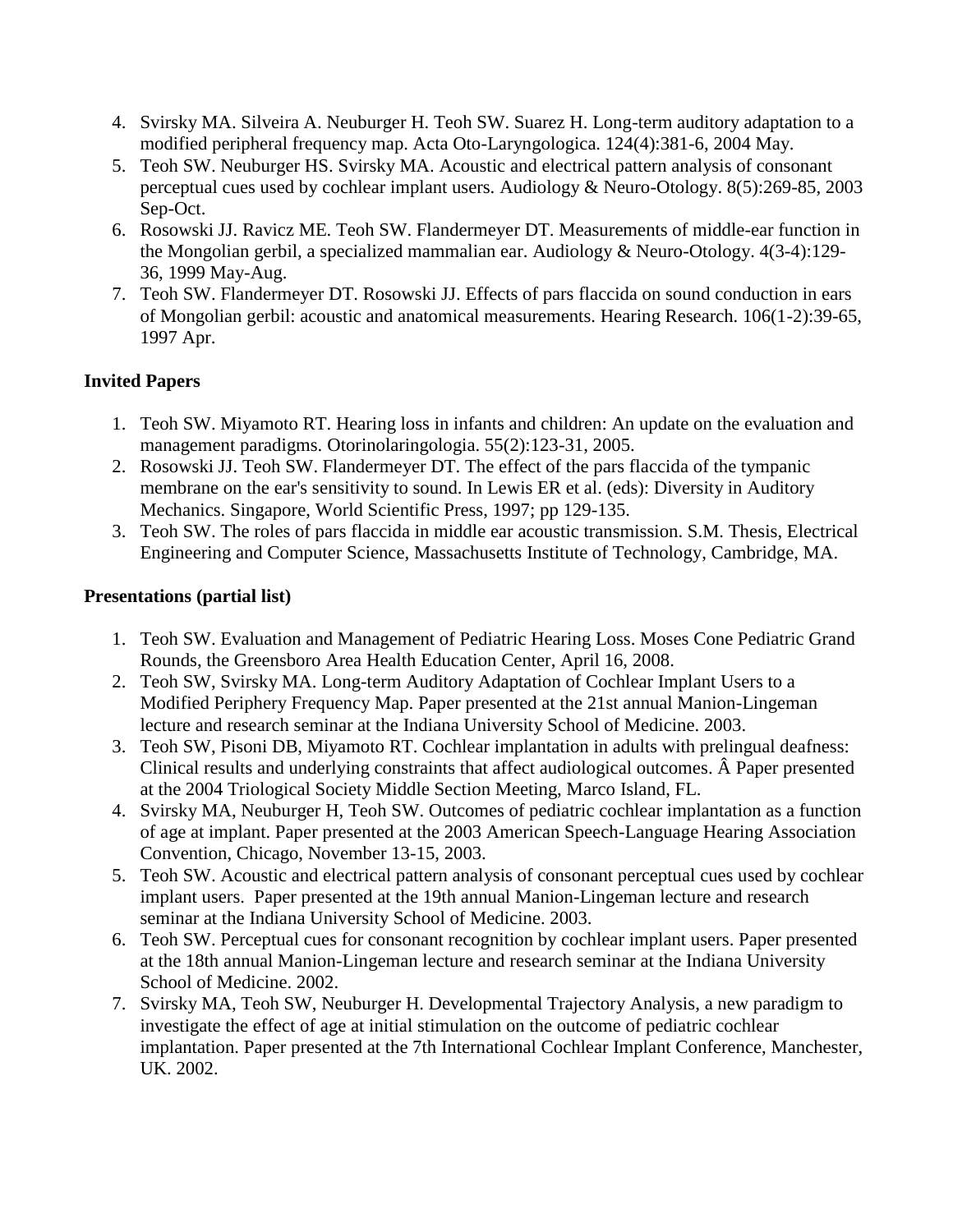4. Svirsky MA. Silveira A. Neuburger H. Teoh SW. Suarez H. Long-term auditory adaptation to a modified peripheral frequency map. Acta Oto-Laryngologica. 124(4):381-6, 2004 May.
5. Teoh SW. Neuburger HS. Svirsky MA. Acoustic and electrical pattern analysis of consonant perceptual cues used by cochlear implant users. Audiology & Neuro-Otology. 8(5):269-85, 2003 Sep-Oct.
6. Rosowski JJ. Ravicz ME. Teoh SW. Flandermeyer DT. Measurements of middle-ear function in the Mongolian gerbil, a specialized mammalian ear. Audiology & Neuro-Otology. 4(3-4):129-36, 1999 May-Aug.
7. Teoh SW. Flandermeyer DT. Rosowski JJ. Effects of pars flaccida on sound conduction in ears of Mongolian gerbil: acoustic and anatomical measurements. Hearing Research. 106(1-2):39-65, 1997 Apr.

**Invited Papers**

1. Teoh SW. Miyamoto RT. Hearing loss in infants and children: An update on the evaluation and management paradigms. Otorinolaringologia. 55(2):123-31, 2005.
2. Rosowski JJ. Teoh SW. Flandermeyer DT. The effect of the pars flaccida of the tympanic membrane on the ear's sensitivity to sound. In Lewis ER et al. (eds): Diversity in Auditory Mechanics. Singapore, World Scientific Press, 1997; pp 129-135.
3. Teoh SW. The roles of pars flaccida in middle ear acoustic transmission. S.M. Thesis, Electrical Engineering and Computer Science, Massachusetts Institute of Technology, Cambridge, MA.

**Presentations (partial list)**

1. Teoh SW. Evaluation and Management of Pediatric Hearing Loss. Moses Cone Pediatric Grand Rounds, the Greensboro Area Health Education Center, April 16, 2008.
2. Teoh SW, Svirsky MA. Long-term Auditory Adaptation of Cochlear Implant Users to a Modified Periphery Frequency Map. Paper presented at the 21st annual Manion-Lingeman lecture and research seminar at the Indiana University School of Medicine. 2003.
3. Teoh SW, Pisoni DB, Miyamoto RT. Cochlear implantation in adults with prelingual deafness: Clinical results and underlying constraints that affect audiological outcomes. Â Paper presented at the 2004 Triological Society Middle Section Meeting, Marco Island, FL.
4. Svirsky MA, Neuburger H, Teoh SW. Outcomes of pediatric cochlear implantation as a function of age at implant. Paper presented at the 2003 American Speech-Language Hearing Association Convention, Chicago, November 13-15, 2003.
5. Teoh SW. Acoustic and electrical pattern analysis of consonant perceptual cues used by cochlear implant users. Paper presented at the 19th annual Manion-Lingeman lecture and research seminar at the Indiana University School of Medicine. 2003.
6. Teoh SW. Perceptual cues for consonant recognition by cochlear implant users. Paper presented at the 18th annual Manion-Lingeman lecture and research seminar at the Indiana University School of Medicine. 2002.
7. Svirsky MA, Teoh SW, Neuburger H. Developmental Trajectory Analysis, a new paradigm to investigate the effect of age at initial stimulation on the outcome of pediatric cochlear implantation. Paper presented at the 7th International Cochlear Implant Conference, Manchester, UK. 2002.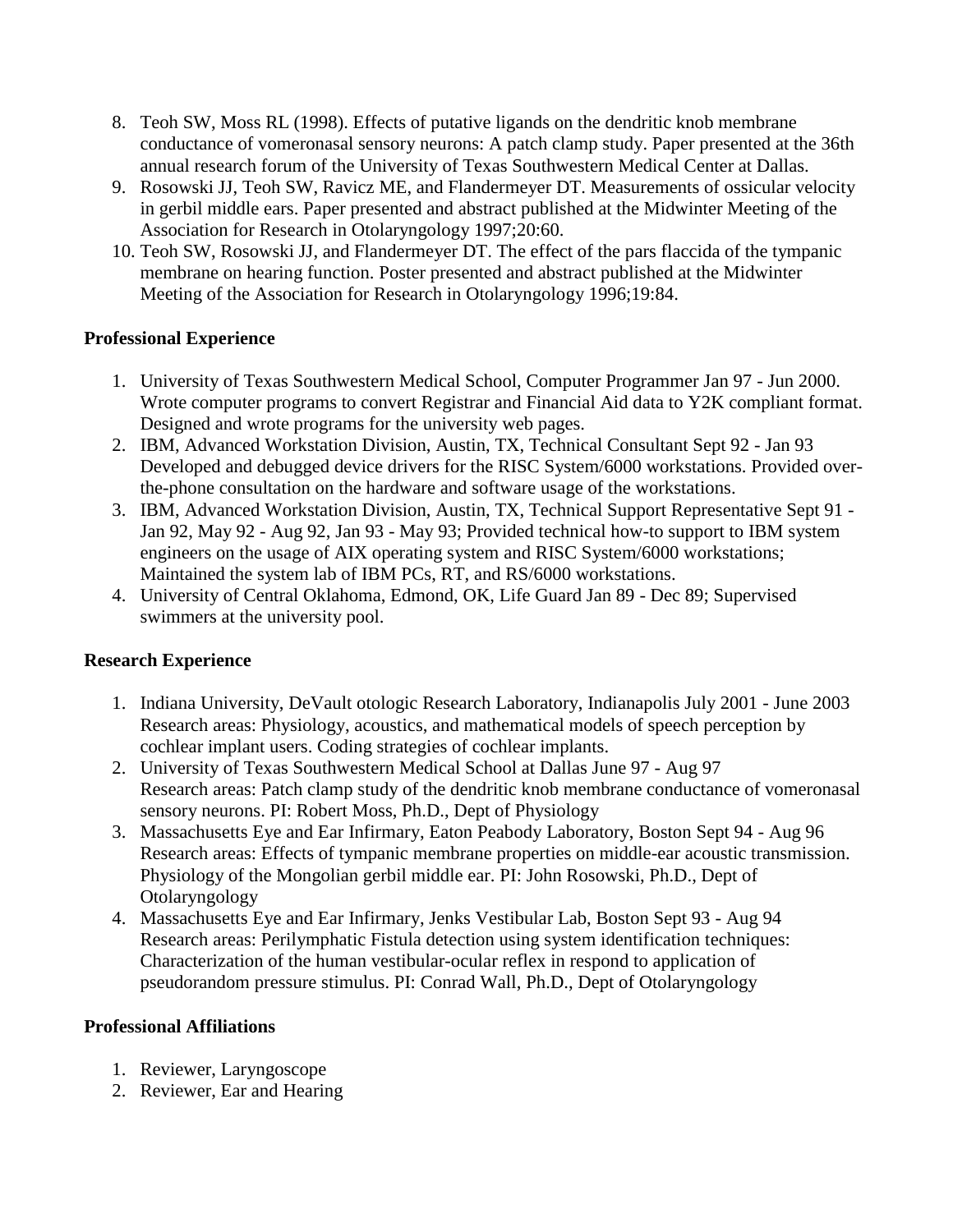8. Teoh SW, Moss RL (1998). Effects of putative ligands on the dendritic knob membrane conductance of vomeronasal sensory neurons: A patch clamp study. Paper presented at the 36th annual research forum of the University of Texas Southwestern Medical Center at Dallas.
9. Rosowski JJ, Teoh SW, Ravicz ME, and Flandermeyer DT. Measurements of ossicular velocity in gerbil middle ears. Paper presented and abstract published at the Midwinter Meeting of the Association for Research in Otolaryngology 1997;20:60.
10. Teoh SW, Rosowski JJ, and Flandermeyer DT. The effect of the pars flaccida of the tympanic membrane on hearing function. Poster presented and abstract published at the Midwinter Meeting of the Association for Research in Otolaryngology 1996;19:84.

**Professional Experience**

1. University of Texas Southwestern Medical School, Computer Programmer Jan 97 - Jun 2000. Wrote computer programs to convert Registrar and Financial Aid data to Y2K compliant format. Designed and wrote programs for the university web pages.
2. IBM, Advanced Workstation Division, Austin, TX, Technical Consultant Sept 92 - Jan 93 Developed and debugged device drivers for the RISC System/6000 workstations. Provided over-the-phone consultation on the hardware and software usage of the workstations.
3. IBM, Advanced Workstation Division, Austin, TX, Technical Support Representative Sept 91 - Jan 92, May 92 - Aug 92, Jan 93 - May 93; Provided technical how-to support to IBM system engineers on the usage of AIX operating system and RISC System/6000 workstations; Maintained the system lab of IBM PCs, RT, and RS/6000 workstations.
4. University of Central Oklahoma, Edmond, OK, Life Guard Jan 89 - Dec 89; Supervised swimmers at the university pool.

**Research Experience**

1. Indiana University, DeVault otologic Research Laboratory, Indianapolis July 2001 - June 2003 Research areas: Physiology, acoustics, and mathematical models of speech perception by cochlear implant users. Coding strategies of cochlear implants.
2. University of Texas Southwestern Medical School at Dallas June 97 - Aug 97 Research areas: Patch clamp study of the dendritic knob membrane conductance of vomeronasal sensory neurons. PI: Robert Moss, Ph.D., Dept of Physiology
3. Massachusetts Eye and Ear Infirmary, Eaton Peabody Laboratory, Boston Sept 94 - Aug 96 Research areas: Effects of tympanic membrane properties on middle-ear acoustic transmission. Physiology of the Mongolian gerbil middle ear. PI: John Rosowski, Ph.D., Dept of Otolaryngology
4. Massachusetts Eye and Ear Infirmary, Jenks Vestibular Lab, Boston Sept 93 - Aug 94 Research areas: Perilymphatic Fistula detection using system identification techniques: Characterization of the human vestibular-ocular reflex in respond to application of pseudorandom pressure stimulus. PI: Conrad Wall, Ph.D., Dept of Otolaryngology

**Professional Affiliations**

1. Reviewer, Laryngoscope
2. Reviewer, Ear and Hearing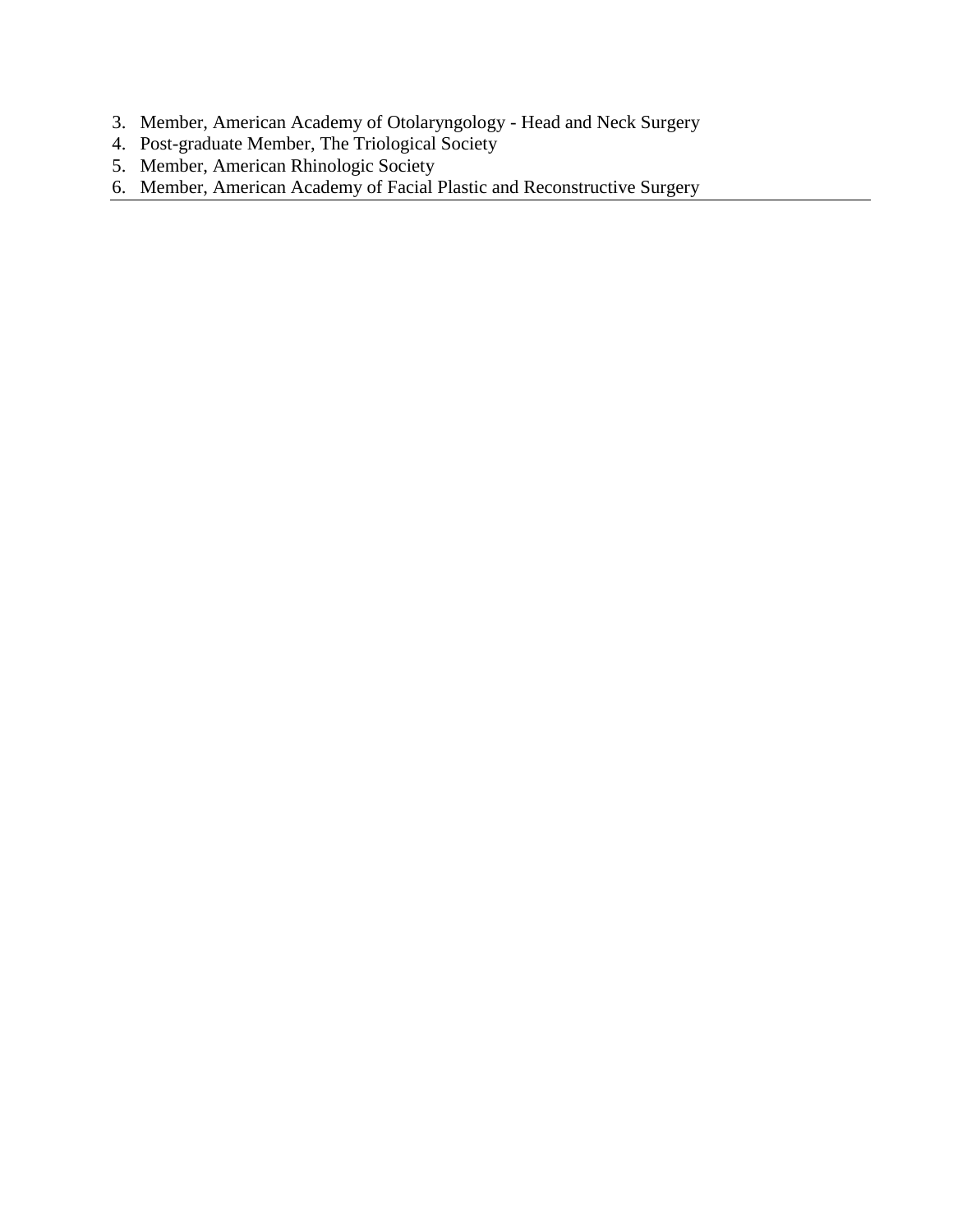3. Member, American Academy of Otolaryngology - Head and Neck Surgery
4. Post-graduate Member, The Triological Society
5. Member, American Rhinologic Society
6. Member, American Academy of Facial Plastic and Reconstructive Surgery